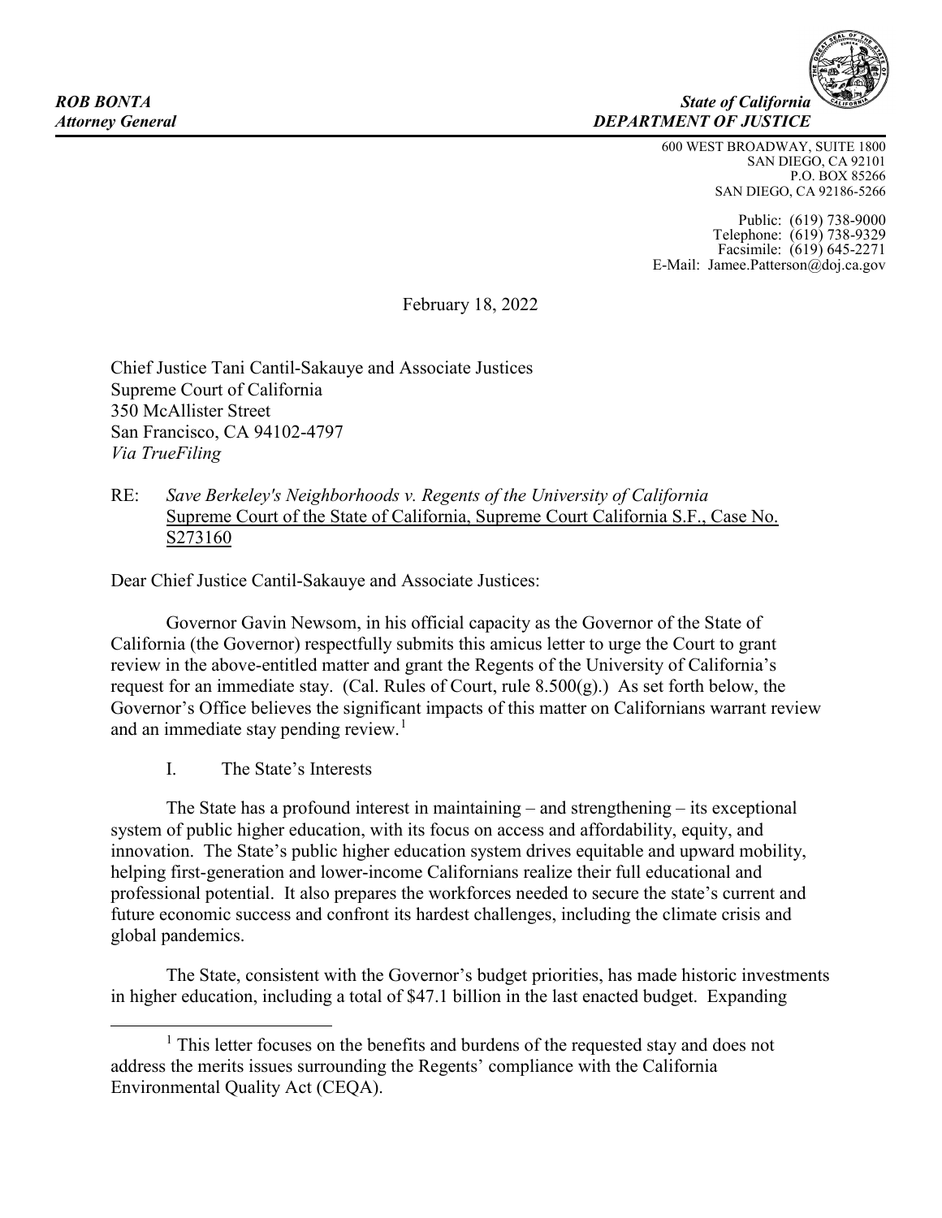***ROB BONTA***
***Attorney General***

***State of California***
***DEPARTMENT OF JUSTICE***

600 WEST BROADWAY, SUITE 1800
SAN DIEGO, CA 92101
P.O. BOX 85266
SAN DIEGO, CA 92186-5266

Public: (619) 738-9000
Telephone: (619) 738-9329
Facsimile: (619) 645-2271
E-Mail: Jamee.Patterson@doj.ca.gov

February 18, 2022

Chief Justice Tani Cantil-Sakauye and Associate Justices
Supreme Court of California
350 McAllister Street
San Francisco, CA 94102-4797
*Via TrueFiling*

RE: *Save Berkeley's Neighborhoods v. Regents of the University of California*
Supreme Court of the State of California, Supreme Court California S.F., Case No. S273160

Dear Chief Justice Cantil-Sakauye and Associate Justices:

Governor Gavin Newsom, in his official capacity as the Governor of the State of California (the Governor) respectfully submits this amicus letter to urge the Court to grant review in the above-entitled matter and grant the Regents of the University of California's request for an immediate stay. (Cal. Rules of Court, rule 8.500(g).) As set forth below, the Governor's Office believes the significant impacts of this matter on Californians warrant review and an immediate stay pending review.[1]

I. The State's Interests

The State has a profound interest in maintaining – and strengthening – its exceptional system of public higher education, with its focus on access and affordability, equity, and innovation. The State's public higher education system drives equitable and upward mobility, helping first-generation and lower-income Californians realize their full educational and professional potential. It also prepares the workforces needed to secure the state's current and future economic success and confront its hardest challenges, including the climate crisis and global pandemics.

The State, consistent with the Governor's budget priorities, has made historic investments in higher education, including a total of $47.1 billion in the last enacted budget. Expanding

[1] This letter focuses on the benefits and burdens of the requested stay and does not address the merits issues surrounding the Regents' compliance with the California Environmental Quality Act (CEQA).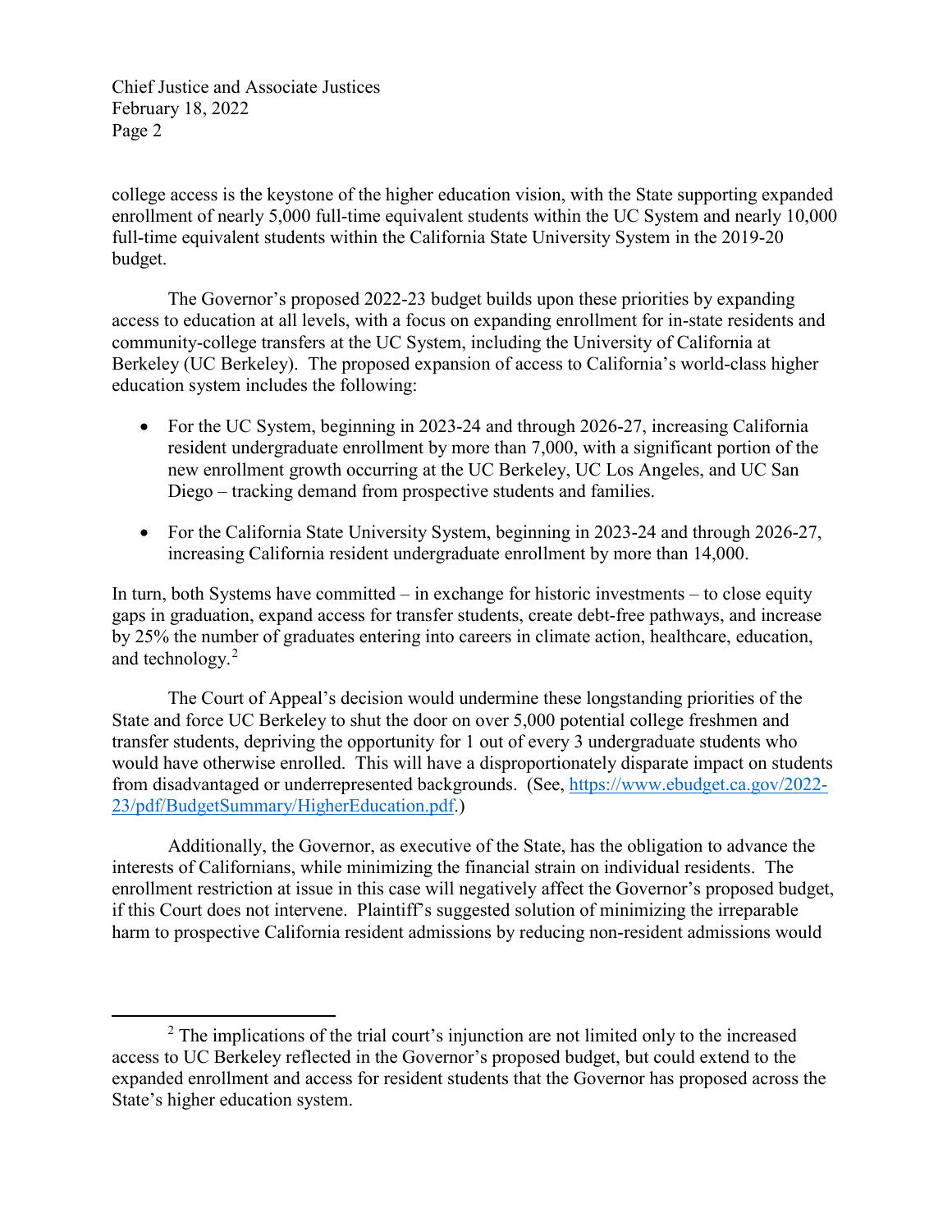college access is the keystone of the higher education vision, with the State supporting expanded enrollment of nearly 5,000 full-time equivalent students within the UC System and nearly 10,000 full-time equivalent students within the California State University System in the 2019-20 budget.

The Governor's proposed 2022-23 budget builds upon these priorities by expanding access to education at all levels, with a focus on expanding enrollment for in-state residents and community-college transfers at the UC System, including the University of California at Berkeley (UC Berkeley). The proposed expansion of access to California's world-class higher education system includes the following:

- For the UC System, beginning in 2023-24 and through 2026-27, increasing California resident undergraduate enrollment by more than 7,000, with a significant portion of the new enrollment growth occurring at the UC Berkeley, UC Los Angeles, and UC San Diego – tracking demand from prospective students and families.

- For the California State University System, beginning in 2023-24 and through 2026-27, increasing California resident undergraduate enrollment by more than 14,000.

In turn, both Systems have committed – in exchange for historic investments – to close equity gaps in graduation, expand access for transfer students, create debt-free pathways, and increase by 25% the number of graduates entering into careers in climate action, healthcare, education, and technology.[2]

The Court of Appeal's decision would undermine these longstanding priorities of the State and force UC Berkeley to shut the door on over 5,000 potential college freshmen and transfer students, depriving the opportunity for 1 out of every 3 undergraduate students who would have otherwise enrolled. This will have a disproportionately disparate impact on students from disadvantaged or underrepresented backgrounds. (See, https://www.ebudget.ca.gov/2022-23/pdf/BudgetSummary/HigherEducation.pdf.)

Additionally, the Governor, as executive of the State, has the obligation to advance the interests of Californians, while minimizing the financial strain on individual residents. The enrollment restriction at issue in this case will negatively affect the Governor's proposed budget, if this Court does not intervene. Plaintiff's suggested solution of minimizing the irreparable harm to prospective California resident admissions by reducing non-resident admissions would

[2] The implications of the trial court's injunction are not limited only to the increased access to UC Berkeley reflected in the Governor's proposed budget, but could extend to the expanded enrollment and access for resident students that the Governor has proposed across the State's higher education system.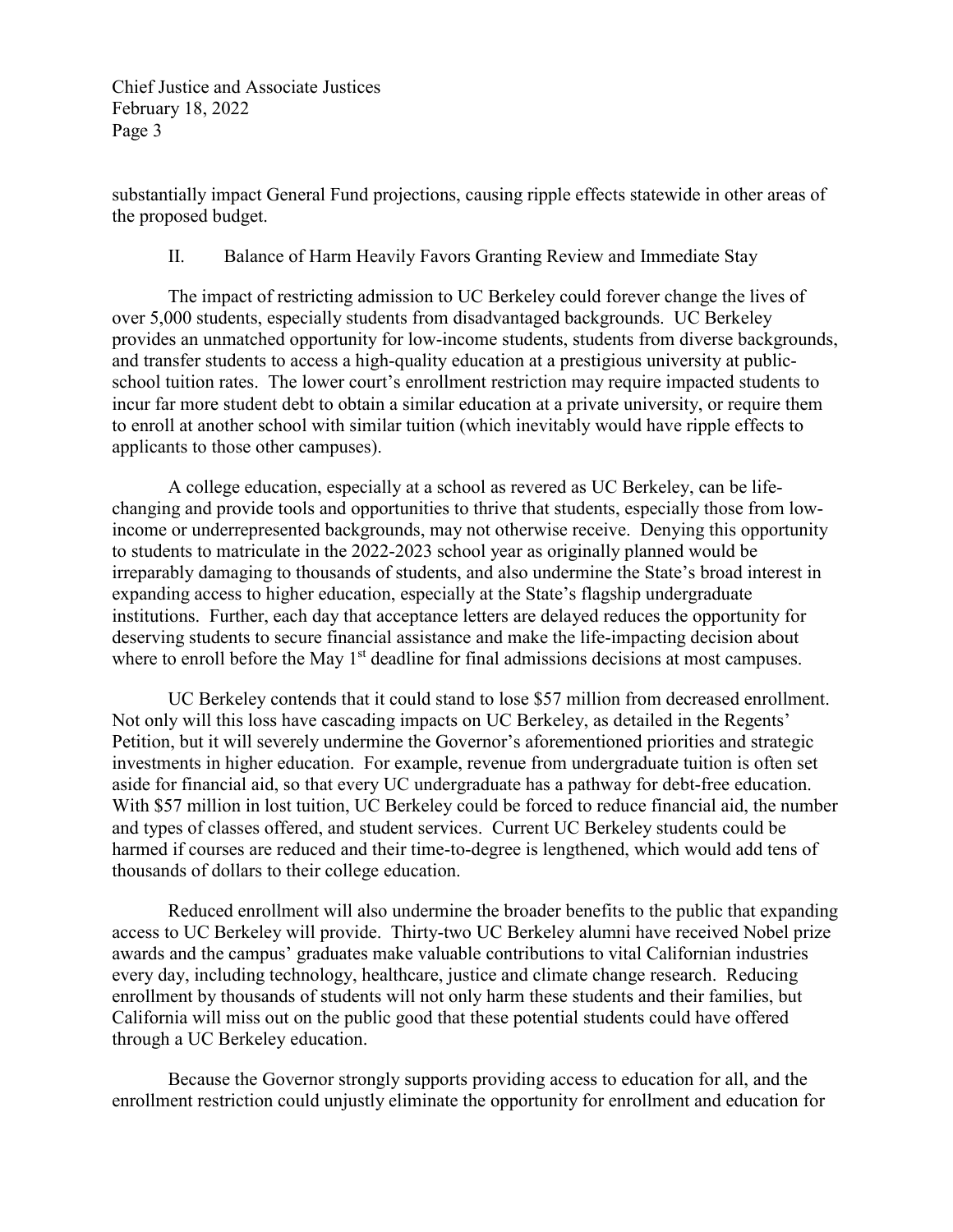substantially impact General Fund projections, causing ripple effects statewide in other areas of the proposed budget.

## II. Balance of Harm Heavily Favors Granting Review and Immediate Stay

The impact of restricting admission to UC Berkeley could forever change the lives of over 5,000 students, especially students from disadvantaged backgrounds. UC Berkeley provides an unmatched opportunity for low-income students, students from diverse backgrounds, and transfer students to access a high-quality education at a prestigious university at public-school tuition rates. The lower court's enrollment restriction may require impacted students to incur far more student debt to obtain a similar education at a private university, or require them to enroll at another school with similar tuition (which inevitably would have ripple effects to applicants to those other campuses).

A college education, especially at a school as revered as UC Berkeley, can be life-changing and provide tools and opportunities to thrive that students, especially those from low-income or underrepresented backgrounds, may not otherwise receive. Denying this opportunity to students to matriculate in the 2022-2023 school year as originally planned would be irreparably damaging to thousands of students, and also undermine the State's broad interest in expanding access to higher education, especially at the State's flagship undergraduate institutions. Further, each day that acceptance letters are delayed reduces the opportunity for deserving students to secure financial assistance and make the life-impacting decision about where to enroll before the May 1st deadline for final admissions decisions at most campuses.

UC Berkeley contends that it could stand to lose $57 million from decreased enrollment. Not only will this loss have cascading impacts on UC Berkeley, as detailed in the Regents' Petition, but it will severely undermine the Governor's aforementioned priorities and strategic investments in higher education. For example, revenue from undergraduate tuition is often set aside for financial aid, so that every UC undergraduate has a pathway for debt-free education. With $57 million in lost tuition, UC Berkeley could be forced to reduce financial aid, the number and types of classes offered, and student services. Current UC Berkeley students could be harmed if courses are reduced and their time-to-degree is lengthened, which would add tens of thousands of dollars to their college education.

Reduced enrollment will also undermine the broader benefits to the public that expanding access to UC Berkeley will provide. Thirty-two UC Berkeley alumni have received Nobel prize awards and the campus' graduates make valuable contributions to vital Californian industries every day, including technology, healthcare, justice and climate change research. Reducing enrollment by thousands of students will not only harm these students and their families, but California will miss out on the public good that these potential students could have offered through a UC Berkeley education.

Because the Governor strongly supports providing access to education for all, and the enrollment restriction could unjustly eliminate the opportunity for enrollment and education for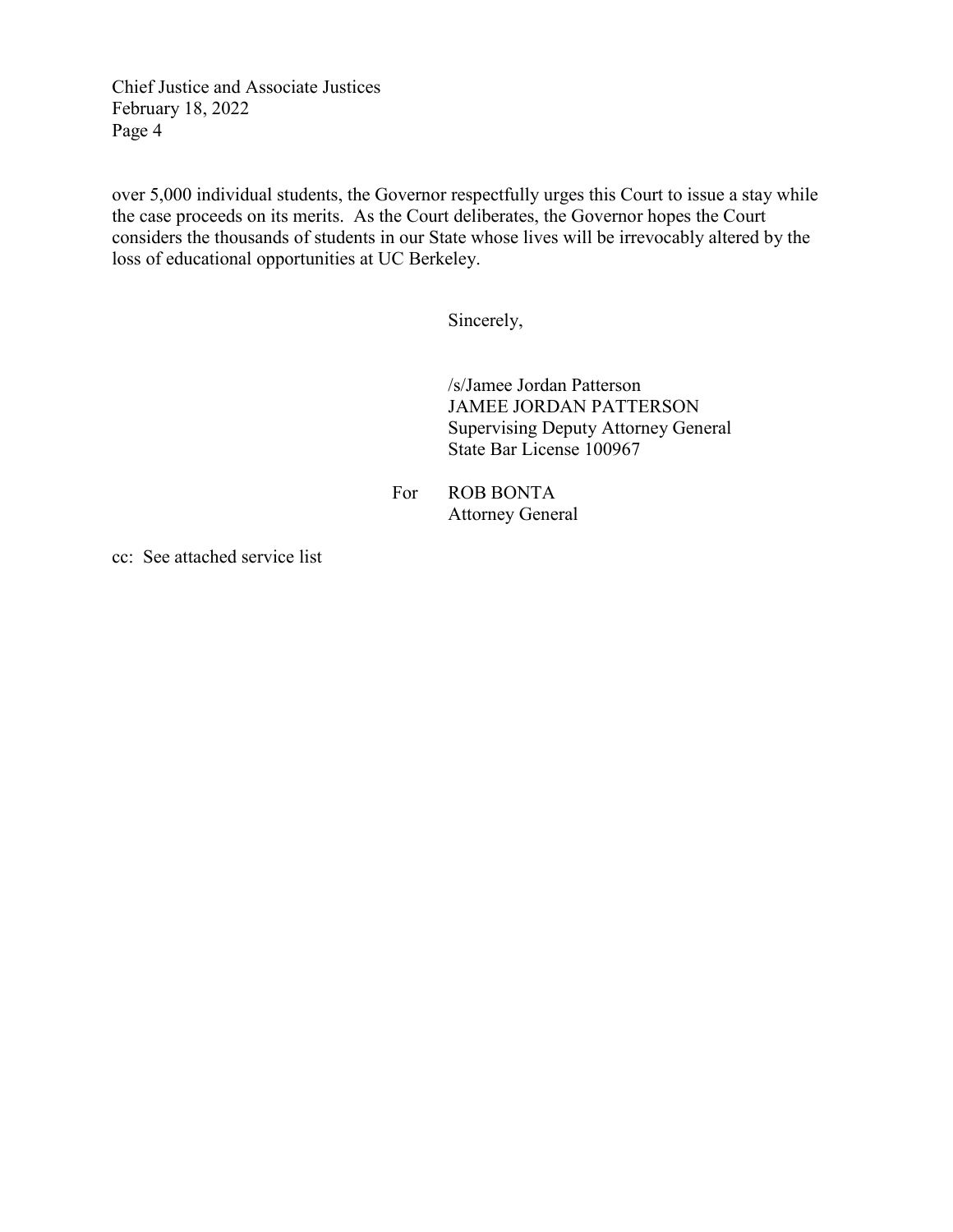over 5,000 individual students, the Governor respectfully urges this Court to issue a stay while the case proceeds on its merits. As the Court deliberates, the Governor hopes the Court considers the thousands of students in our State whose lives will be irrevocably altered by the loss of educational opportunities at UC Berkeley.

Sincerely,

/s/Jamee Jordan Patterson
JAMEE JORDAN PATTERSON
Supervising Deputy Attorney General
State Bar License 100967

For ROB BONTA
Attorney General

cc: See attached service list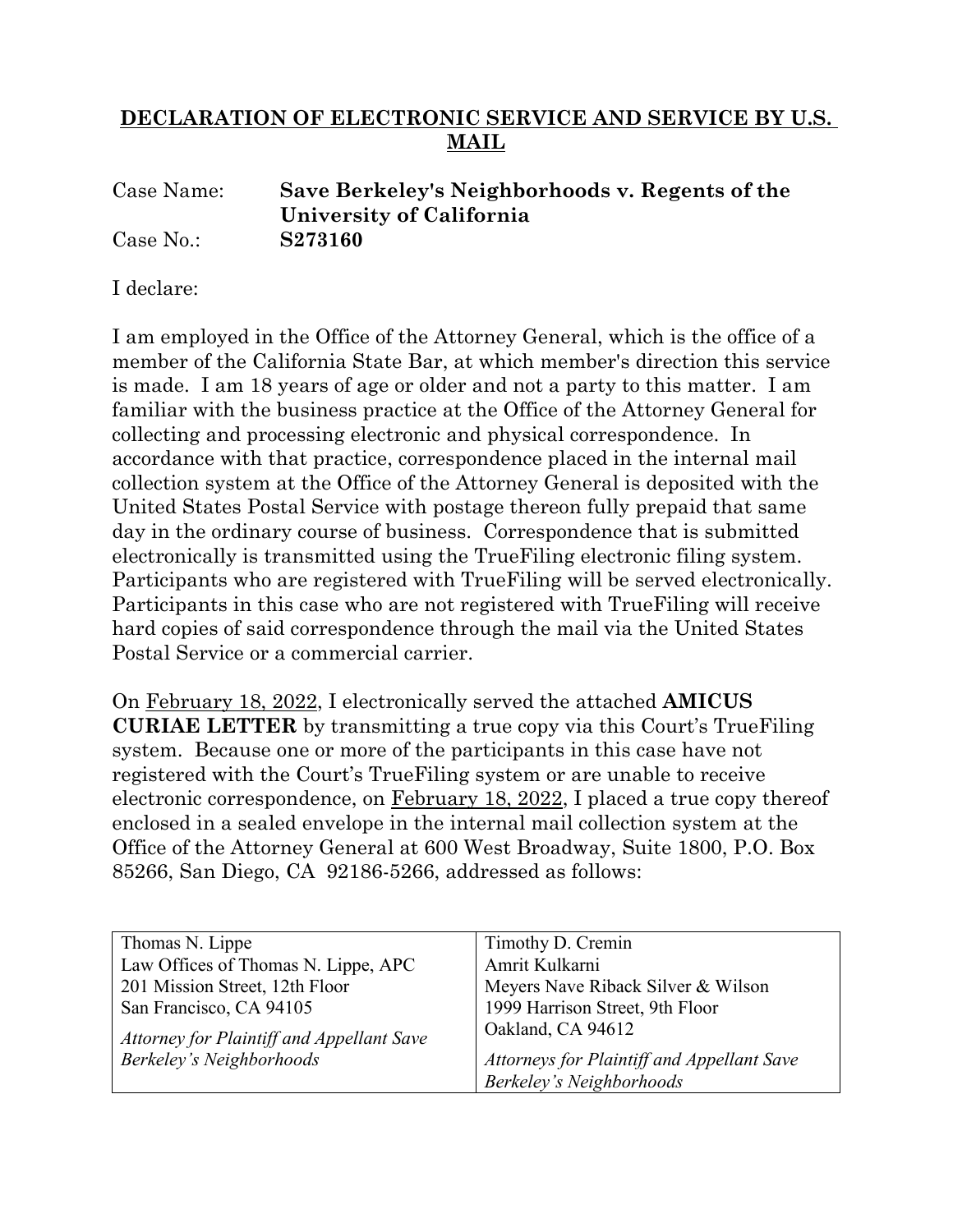# DECLARATION OF ELECTRONIC SERVICE AND SERVICE BY U.S. MAIL

Case Name: **Save Berkeley's Neighborhoods v. Regents of the University of California**

Case No.: **S273160**

I declare:

I am employed in the Office of the Attorney General, which is the office of a member of the California State Bar, at which member's direction this service is made. I am 18 years of age or older and not a party to this matter. I am familiar with the business practice at the Office of the Attorney General for collecting and processing electronic and physical correspondence. In accordance with that practice, correspondence placed in the internal mail collection system at the Office of the Attorney General is deposited with the United States Postal Service with postage thereon fully prepaid that same day in the ordinary course of business. Correspondence that is submitted electronically is transmitted using the TrueFiling electronic filing system. Participants who are registered with TrueFiling will be served electronically. Participants in this case who are not registered with TrueFiling will receive hard copies of said correspondence through the mail via the United States Postal Service or a commercial carrier.

On February 18, 2022, I electronically served the attached **AMICUS CURIAE LETTER** by transmitting a true copy via this Court's TrueFiling system. Because one or more of the participants in this case have not registered with the Court's TrueFiling system or are unable to receive electronic correspondence, on February 18, 2022, I placed a true copy thereof enclosed in a sealed envelope in the internal mail collection system at the Office of the Attorney General at 600 West Broadway, Suite 1800, P.O. Box 85266, San Diego, CA 92186-5266, addressed as follows:

| | |
|---|---|
| Thomas N. Lippe<br>Law Offices of Thomas N. Lippe, APC<br>201 Mission Street, 12th Floor<br>San Francisco, CA 94105<br>*Attorney for Plaintiff and Appellant Save Berkeley's Neighborhoods* | Timothy D. Cremin<br>Amrit Kulkarni<br>Meyers Nave Riback Silver & Wilson<br>1999 Harrison Street, 9th Floor<br>Oakland, CA 94612<br>*Attorneys for Plaintiff and Appellant Save Berkeley's Neighborhoods* |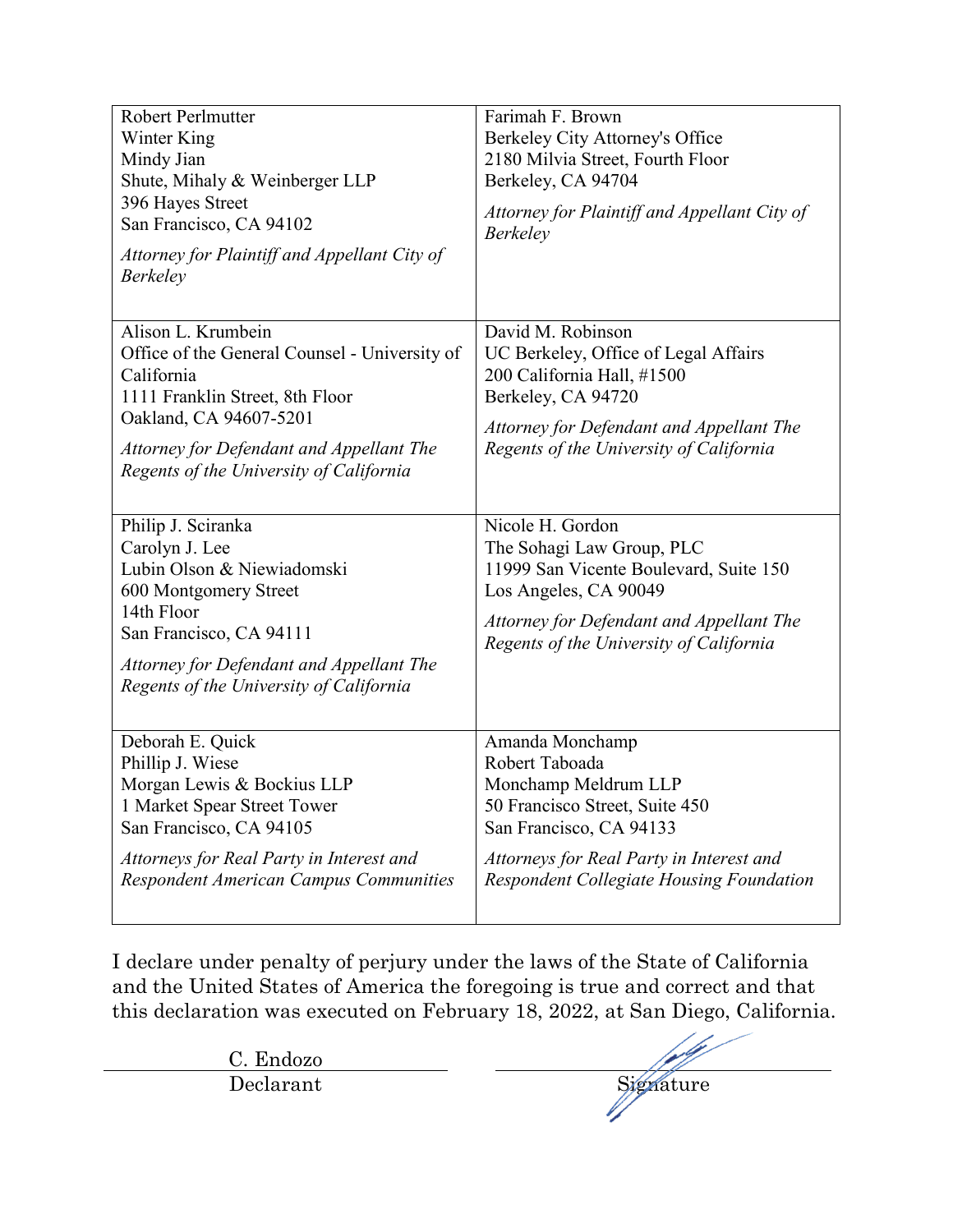| | |
|---|---|
| Robert Perlmutter<br>Winter King<br>Mindy Jian<br>Shute, Mihaly & Weinberger LLP<br>396 Hayes Street<br>San Francisco, CA 94102<br>*Attorney for Plaintiff and Appellant City of Berkeley* | Farimah F. Brown<br>Berkeley City Attorney's Office<br>2180 Milvia Street, Fourth Floor<br>Berkeley, CA 94704<br>*Attorney for Plaintiff and Appellant City of Berkeley* |
| Alison L. Krumbein<br>Office of the General Counsel - University of California<br>1111 Franklin Street, 8th Floor<br>Oakland, CA 94607-5201<br>*Attorney for Defendant and Appellant The Regents of the University of California* | David M. Robinson<br>UC Berkeley, Office of Legal Affairs<br>200 California Hall, #1500<br>Berkeley, CA 94720<br>*Attorney for Defendant and Appellant The Regents of the University of California* |
| Philip J. Sciranka<br>Carolyn J. Lee<br>Lubin Olson & Niewiadomski<br>600 Montgomery Street<br>14th Floor<br>San Francisco, CA 94111<br>*Attorney for Defendant and Appellant The Regents of the University of California* | Nicole H. Gordon<br>The Sohagi Law Group, PLC<br>11999 San Vicente Boulevard, Suite 150<br>Los Angeles, CA 90049<br>*Attorney for Defendant and Appellant The Regents of the University of California* |
| Deborah E. Quick<br>Phillip J. Wiese<br>Morgan Lewis & Bockius LLP<br>1 Market Spear Street Tower<br>San Francisco, CA 94105<br>*Attorneys for Real Party in Interest and Respondent American Campus Communities* | Amanda Monchamp<br>Robert Taboada<br>Monchamp Meldrum LLP<br>50 Francisco Street, Suite 450<br>San Francisco, CA 94133<br>*Attorneys for Real Party in Interest and Respondent Collegiate Housing Foundation* |

I declare under penalty of perjury under the laws of the State of California and the United States of America the foregoing is true and correct and that this declaration was executed on February 18, 2022, at San Diego, California.

C. Endozo
Declarant

Signature